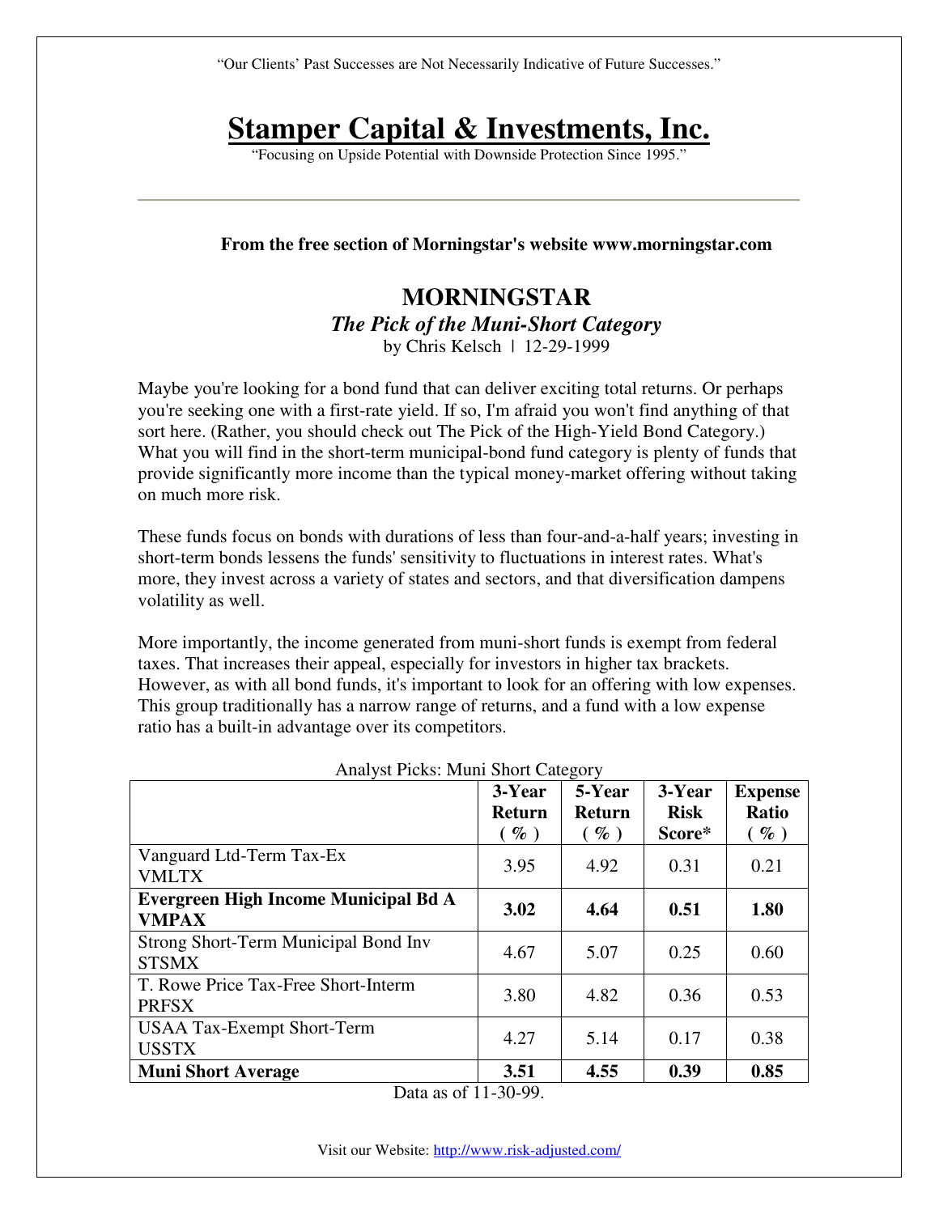"Our Clients' Past Successes are Not Necessarily Indicative of Future Successes."

# Stamper Capital & Investments, Inc.

"Focusing on Upside Potential with Downside Protection Since 1995."

---

**From the free section of Morningstar's website www.morningstar.com**

## MORNINGSTAR

### *The Pick of the Muni-Short Category*

by Chris Kelsch | 12-29-1999

Maybe you're looking for a bond fund that can deliver exciting total returns. Or perhaps you're seeking one with a first-rate yield. If so, I'm afraid you won't find anything of that sort here. (Rather, you should check out The Pick of the High-Yield Bond Category.) What you will find in the short-term municipal-bond fund category is plenty of funds that provide significantly more income than the typical money-market offering without taking on much more risk.

These funds focus on bonds with durations of less than four-and-a-half years; investing in short-term bonds lessens the funds' sensitivity to fluctuations in interest rates. What's more, they invest across a variety of states and sectors, and that diversification dampens volatility as well.

More importantly, the income generated from muni-short funds is exempt from federal taxes. That increases their appeal, especially for investors in higher tax brackets. However, as with all bond funds, it's important to look for an offering with low expenses. This group traditionally has a narrow range of returns, and a fund with a low expense ratio has a built-in advantage over its competitors.

Analyst Picks: Muni Short Category

| | 3-Year Return ( % ) | 5-Year Return ( % ) | 3-Year Risk Score* | Expense Ratio ( % ) |
|---|---|---|---|---|
| Vanguard Ltd-Term Tax-Ex VMLTX | 3.95 | 4.92 | 0.31 | 0.21 |
| **Evergreen High Income Municipal Bd A VMPAX** | **3.02** | **4.64** | **0.51** | **1.80** |
| Strong Short-Term Municipal Bond Inv STSMX | 4.67 | 5.07 | 0.25 | 0.60 |
| T. Rowe Price Tax-Free Short-Interm PRFSX | 3.80 | 4.82 | 0.36 | 0.53 |
| USAA Tax-Exempt Short-Term USSTX | 4.27 | 5.14 | 0.17 | 0.38 |
| **Muni Short Average** | **3.51** | **4.55** | **0.39** | **0.85** |

Data as of 11-30-99.

Visit our Website: http://www.risk-adjusted.com/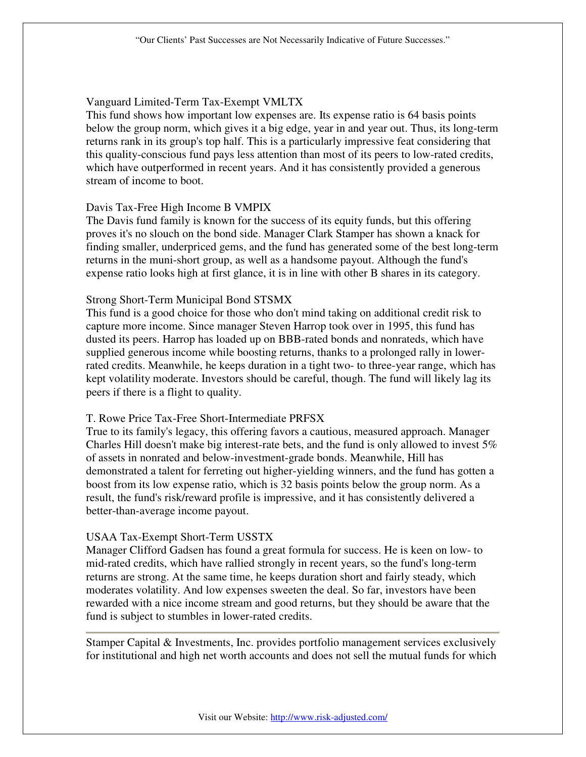Vanguard Limited-Term Tax-Exempt VMLTX
This fund shows how important low expenses are. Its expense ratio is 64 basis points below the group norm, which gives it a big edge, year in and year out. Thus, its long-term returns rank in its group's top half. This is a particularly impressive feat considering that this quality-conscious fund pays less attention than most of its peers to low-rated credits, which have outperformed in recent years. And it has consistently provided a generous stream of income to boot.

Davis Tax-Free High Income B VMPIX
The Davis fund family is known for the success of its equity funds, but this offering proves it's no slouch on the bond side. Manager Clark Stamper has shown a knack for finding smaller, underpriced gems, and the fund has generated some of the best long-term returns in the muni-short group, as well as a handsome payout. Although the fund's expense ratio looks high at first glance, it is in line with other B shares in its category.

Strong Short-Term Municipal Bond STSMX
This fund is a good choice for those who don't mind taking on additional credit risk to capture more income. Since manager Steven Harrop took over in 1995, this fund has dusted its peers. Harrop has loaded up on BBB-rated bonds and nonrateds, which have supplied generous income while boosting returns, thanks to a prolonged rally in lower-rated credits. Meanwhile, he keeps duration in a tight two- to three-year range, which has kept volatility moderate. Investors should be careful, though. The fund will likely lag its peers if there is a flight to quality.

T. Rowe Price Tax-Free Short-Intermediate PRFSX
True to its family's legacy, this offering favors a cautious, measured approach. Manager Charles Hill doesn't make big interest-rate bets, and the fund is only allowed to invest 5% of assets in nonrated and below-investment-grade bonds. Meanwhile, Hill has demonstrated a talent for ferreting out higher-yielding winners, and the fund has gotten a boost from its low expense ratio, which is 32 basis points below the group norm. As a result, the fund's risk/reward profile is impressive, and it has consistently delivered a better-than-average income payout.

USAA Tax-Exempt Short-Term USSTX
Manager Clifford Gadsen has found a great formula for success. He is keen on low- to mid-rated credits, which have rallied strongly in recent years, so the fund's long-term returns are strong. At the same time, he keeps duration short and fairly steady, which moderates volatility. And low expenses sweeten the deal. So far, investors have been rewarded with a nice income stream and good returns, but they should be aware that the fund is subject to stumbles in lower-rated credits.

---

Stamper Capital & Investments, Inc. provides portfolio management services exclusively for institutional and high net worth accounts and does not sell the mutual funds for which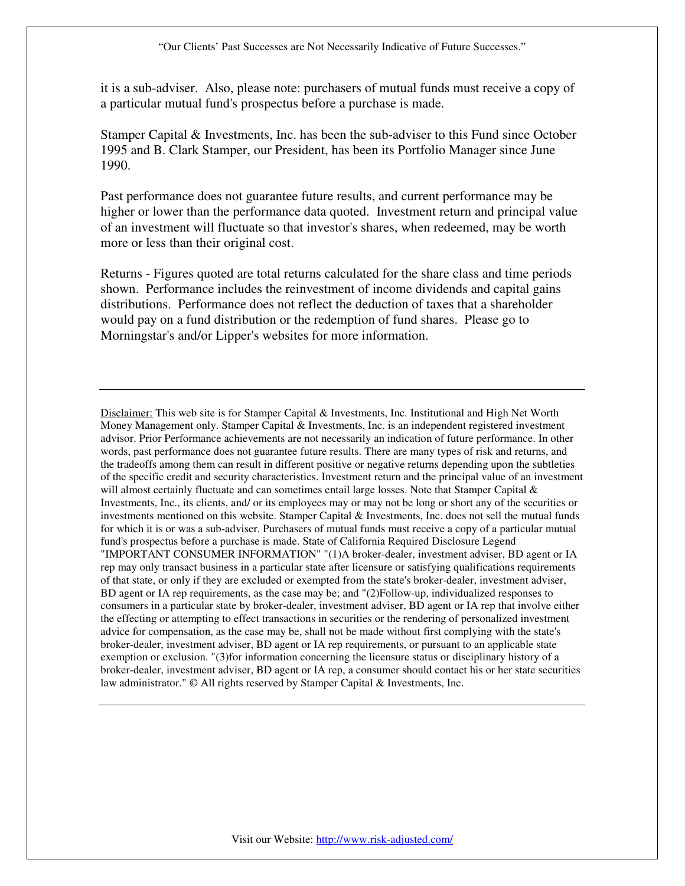it is a sub-adviser. Also, please note: purchasers of mutual funds must receive a copy of a particular mutual fund's prospectus before a purchase is made.

Stamper Capital & Investments, Inc. has been the sub-adviser to this Fund since October 1995 and B. Clark Stamper, our President, has been its Portfolio Manager since June 1990.

Past performance does not guarantee future results, and current performance may be higher or lower than the performance data quoted. Investment return and principal value of an investment will fluctuate so that investor's shares, when redeemed, may be worth more or less than their original cost.

Returns - Figures quoted are total returns calculated for the share class and time periods shown. Performance includes the reinvestment of income dividends and capital gains distributions. Performance does not reflect the deduction of taxes that a shareholder would pay on a fund distribution or the redemption of fund shares. Please go to Morningstar's and/or Lipper's websites for more information.

---

Disclaimer: This web site is for Stamper Capital & Investments, Inc. Institutional and High Net Worth Money Management only. Stamper Capital & Investments, Inc. is an independent registered investment advisor. Prior Performance achievements are not necessarily an indication of future performance. In other words, past performance does not guarantee future results. There are many types of risk and returns, and the tradeoffs among them can result in different positive or negative returns depending upon the subtleties of the specific credit and security characteristics. Investment return and the principal value of an investment will almost certainly fluctuate and can sometimes entail large losses. Note that Stamper Capital & Investments, Inc., its clients, and/ or its employees may or may not be long or short any of the securities or investments mentioned on this website. Stamper Capital & Investments, Inc. does not sell the mutual funds for which it is or was a sub-adviser. Purchasers of mutual funds must receive a copy of a particular mutual fund's prospectus before a purchase is made. State of California Required Disclosure Legend "IMPORTANT CONSUMER INFORMATION" "(1)A broker-dealer, investment adviser, BD agent or IA rep may only transact business in a particular state after licensure or satisfying qualifications requirements of that state, or only if they are excluded or exempted from the state's broker-dealer, investment adviser, BD agent or IA rep requirements, as the case may be; and "(2)Follow-up, individualized responses to consumers in a particular state by broker-dealer, investment adviser, BD agent or IA rep that involve either the effecting or attempting to effect transactions in securities or the rendering of personalized investment advice for compensation, as the case may be, shall not be made without first complying with the state's broker-dealer, investment adviser, BD agent or IA rep requirements, or pursuant to an applicable state exemption or exclusion. "(3)for information concerning the licensure status or disciplinary history of a broker-dealer, investment adviser, BD agent or IA rep, a consumer should contact his or her state securities law administrator." © All rights reserved by Stamper Capital & Investments, Inc.

---

Visit our Website: http://www.risk-adjusted.com/